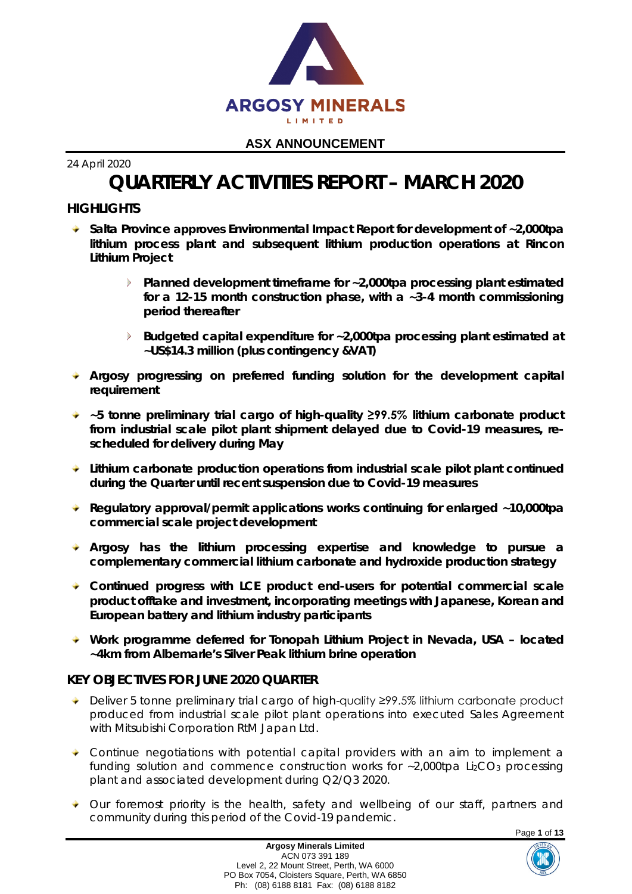ARGOSY MINERALS LIMITED

**ASX ANNOUNCEMENT**

24 April 2020

# QUARTERLY ACTIVITIES REPORT – MARCH 2020

## HIGHLIGHTS

- **Salta Province approves Environmental Impact Report for development of ~2,000tpa lithium process plant and subsequent lithium production operations at Rincon Lithium Project**
  - **Planned development timeframe for ~2,000tpa processing plant estimated for a 12-15 month construction phase, with a ~3-4 month commissioning period thereafter**
  - **Budgeted capital expenditure for ~2,000tpa processing plant estimated at ~US$14.3 million (plus contingency &VAT)**
- **Argosy progressing on preferred funding solution for the development capital requirement**
- **~5 tonne preliminary trial cargo of high-quality ≥99.5% lithium carbonate product from industrial scale pilot plant shipment delayed due to Covid-19 measures, re-scheduled for delivery during May**
- **Lithium carbonate production operations from industrial scale pilot plant continued during the Quarter until recent suspension due to Covid-19 measures**
- **Regulatory approval/permit applications works continuing for enlarged ~10,000tpa commercial scale project development**
- **Argosy has the lithium processing expertise and knowledge to pursue a complementary commercial lithium carbonate and hydroxide production strategy**
- **Continued progress with LCE product end-users for potential commercial scale product offtake and investment, incorporating meetings with Japanese, Korean and European battery and lithium industry participants**
- **Work programme deferred for Tonopah Lithium Project in Nevada, USA – located ~4km from Albemarle's Silver Peak lithium brine operation**

## KEY OBJECTIVES FOR JUNE 2020 QUARTER

- Deliver 5 tonne preliminary trial cargo of high-quality ≥99.5% lithium carbonate product produced from industrial scale pilot plant operations into executed Sales Agreement with Mitsubishi Corporation RtM Japan Ltd.
- Continue negotiations with potential capital providers with an aim to implement a funding solution and commence construction works for ~2,000tpa $Li_2CO_3$ processing plant and associated development during Q2/Q3 2020.
- Our foremost priority is the health, safety and wellbeing of our staff, partners and community during this period of the Covid-19 pandemic.

**Argosy Minerals Limited**
ACN 073 391 189
Level 2, 22 Mount Street, Perth, WA 6000
PO Box 7054, Cloisters Square, Perth, WA 6850
Ph: (08) 6188 8181 Fax: (08) 6188 8182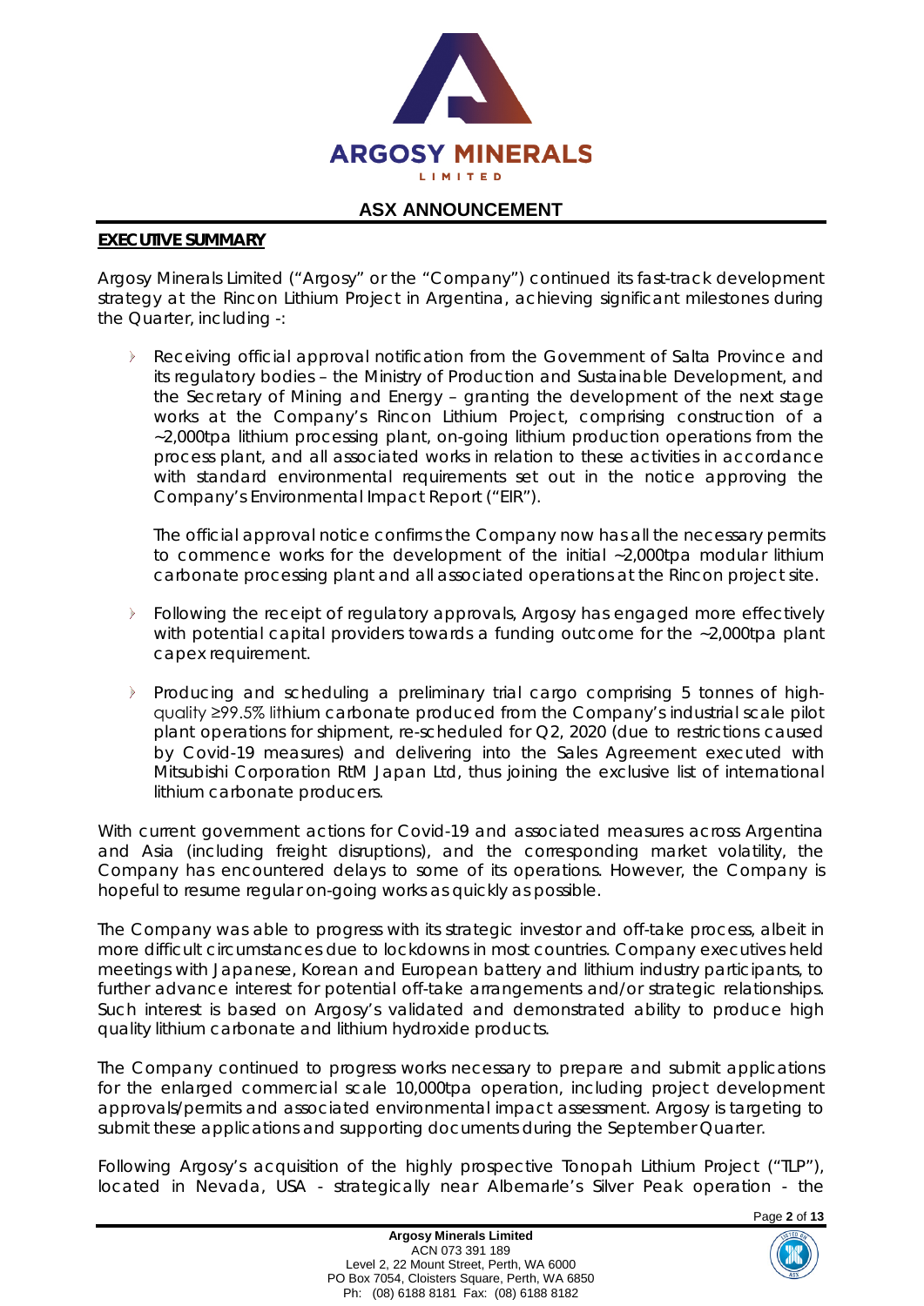# ASX ANNOUNCEMENT

**EXECUTIVE SUMMARY**

Argosy Minerals Limited ("Argosy" or the "Company") continued its fast-track development strategy at the Rincon Lithium Project in Argentina, achieving significant milestones during the Quarter, including -:

- Receiving official approval notification from the Government of Salta Province and its regulatory bodies – the Ministry of Production and Sustainable Development, and the Secretary of Mining and Energy – granting the development of the next stage works at the Company's Rincon Lithium Project, comprising construction of a ~2,000tpa lithium processing plant, on-going lithium production operations from the process plant, and all associated works in relation to these activities in accordance with standard environmental requirements set out in the notice approving the Company's Environmental Impact Report ("EIR").

  The official approval notice confirms the Company now has all the necessary permits to commence works for the development of the initial ~2,000tpa modular lithium carbonate processing plant and all associated operations at the Rincon project site.

- Following the receipt of regulatory approvals, Argosy has engaged more effectively with potential capital providers towards a funding outcome for the ~2,000tpa plant capex requirement.

- Producing and scheduling a preliminary trial cargo comprising 5 tonnes of high-quality ≥99.5% lithium carbonate produced from the Company's industrial scale pilot plant operations for shipment, re-scheduled for Q2, 2020 (due to restrictions caused by Covid-19 measures) and delivering into the Sales Agreement executed with Mitsubishi Corporation RtM Japan Ltd, thus joining the exclusive list of international lithium carbonate producers.

With current government actions for Covid-19 and associated measures across Argentina and Asia (including freight disruptions), and the corresponding market volatility, the Company has encountered delays to some of its operations. However, the Company is hopeful to resume regular on-going works as quickly as possible.

The Company was able to progress with its strategic investor and off-take process, albeit in more difficult circumstances due to lockdowns in most countries. Company executives held meetings with Japanese, Korean and European battery and lithium industry participants, to further advance interest for potential off-take arrangements and/or strategic relationships. Such interest is based on Argosy's validated and demonstrated ability to produce high quality lithium carbonate and lithium hydroxide products.

The Company continued to progress works necessary to prepare and submit applications for the enlarged commercial scale 10,000tpa operation, including project development approvals/permits and associated environmental impact assessment. Argosy is targeting to submit these applications and supporting documents during the September Quarter.

Following Argosy's acquisition of the highly prospective Tonopah Lithium Project ("TLP"), located in Nevada, USA - strategically near Albemarle's Silver Peak operation - the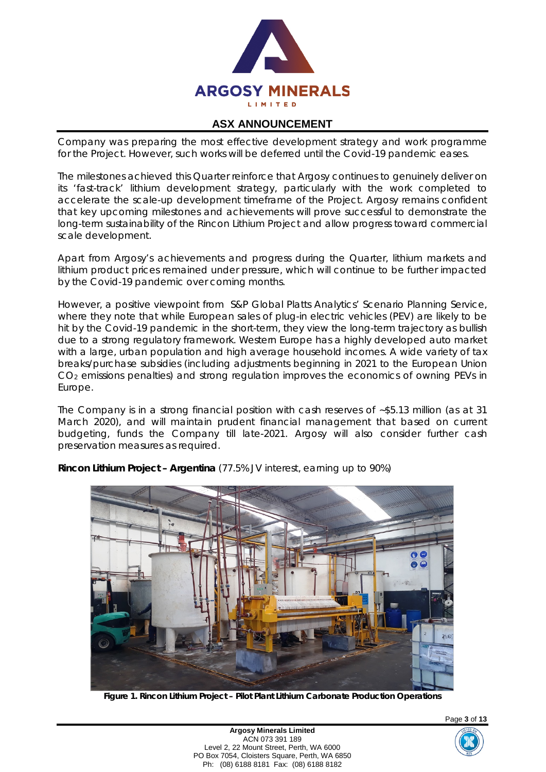Company was preparing the most effective development strategy and work programme for the Project. However, such works will be deferred until the Covid-19 pandemic eases.

The milestones achieved this Quarter reinforce that Argosy continues to genuinely deliver on its 'fast-track' lithium development strategy, particularly with the work completed to accelerate the scale-up development timeframe of the Project. Argosy remains confident that key upcoming milestones and achievements will prove successful to demonstrate the long-term sustainability of the Rincon Lithium Project and allow progress toward commercial scale development.

Apart from Argosy's achievements and progress during the Quarter, lithium markets and lithium product prices remained under pressure, which will continue to be further impacted by the Covid-19 pandemic over coming months.

However, a positive viewpoint from S&P Global Platts Analytics' Scenario Planning Service, where they note that while European sales of plug-in electric vehicles (PEV) are likely to be hit by the Covid-19 pandemic in the short-term, they view the long-term trajectory as bullish due to a strong regulatory framework. Western Europe has a highly developed auto market with a large, urban population and high average household incomes. A wide variety of tax breaks/purchase subsidies (including adjustments beginning in 2021 to the European Union $CO_2$ emissions penalties) and strong regulation improves the economics of owning PEVs in Europe.

The Company is in a strong financial position with cash reserves of ~\$5.13 million (as at 31 March 2020), and will maintain prudent financial management that based on current budgeting, funds the Company till late-2021. Argosy will also consider further cash preservation measures as required.

**Rincon Lithium Project – Argentina** (77.5% JV interest, earning up to 90%)

**Figure 1. Rincon Lithium Project – Pilot Plant Lithium Carbonate Production Operations**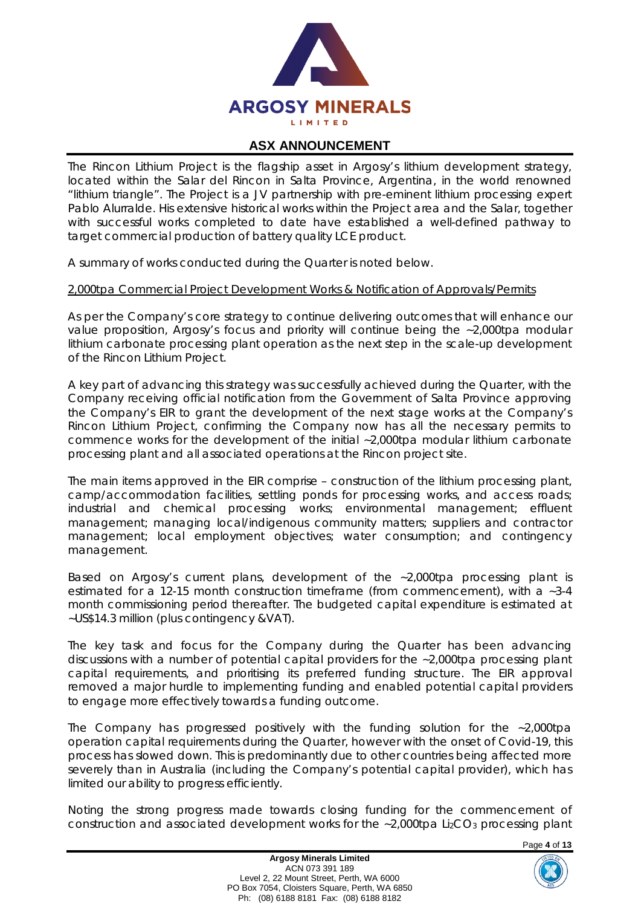The Rincon Lithium Project is the flagship asset in Argosy's lithium development strategy, located within the Salar del Rincon in Salta Province, Argentina, in the world renowned "lithium triangle". The Project is a JV partnership with pre-eminent lithium processing expert Pablo Alurralde. His extensive historical works within the Project area and the Salar, together with successful works completed to date have established a well-defined pathway to target commercial production of battery quality LCE product.

A summary of works conducted during the Quarter is noted below.

<u>2,000tpa Commercial Project Development Works & Notification of Approvals/Permits</u>

As per the Company's core strategy to continue delivering outcomes that will enhance our value proposition, Argosy's focus and priority will continue being the ~2,000tpa modular lithium carbonate processing plant operation as the next step in the scale-up development of the Rincon Lithium Project.

A key part of advancing this strategy was successfully achieved during the Quarter, with the Company receiving official notification from the Government of Salta Province approving the Company's EIR to grant the development of the next stage works at the Company's Rincon Lithium Project, confirming the Company now has all the necessary permits to commence works for the development of the initial ~2,000tpa modular lithium carbonate processing plant and all associated operations at the Rincon project site.

The main items approved in the EIR comprise – construction of the lithium processing plant, camp/accommodation facilities, settling ponds for processing works, and access roads; industrial and chemical processing works; environmental management; effluent management; managing local/indigenous community matters; suppliers and contractor management; local employment objectives; water consumption; and contingency management.

Based on Argosy's current plans, development of the ~2,000tpa processing plant is estimated for a 12-15 month construction timeframe (from commencement), with a ~3-4 month commissioning period thereafter. The budgeted capital expenditure is estimated at ~US$14.3 million (plus contingency &VAT).

The key task and focus for the Company during the Quarter has been advancing discussions with a number of potential capital providers for the ~2,000tpa processing plant capital requirements, and prioritising its preferred funding structure. The EIR approval removed a major hurdle to implementing funding and enabled potential capital providers to engage more effectively towards a funding outcome.

The Company has progressed positively with the funding solution for the ~2,000tpa operation capital requirements during the Quarter, however with the onset of Covid-19, this process has slowed down. This is predominantly due to other countries being affected more severely than in Australia (including the Company's potential capital provider), which has limited our ability to progress efficiently.

Noting the strong progress made towards closing funding for the commencement of construction and associated development works for the ~2,000tpa $Li_2CO_3$ processing plant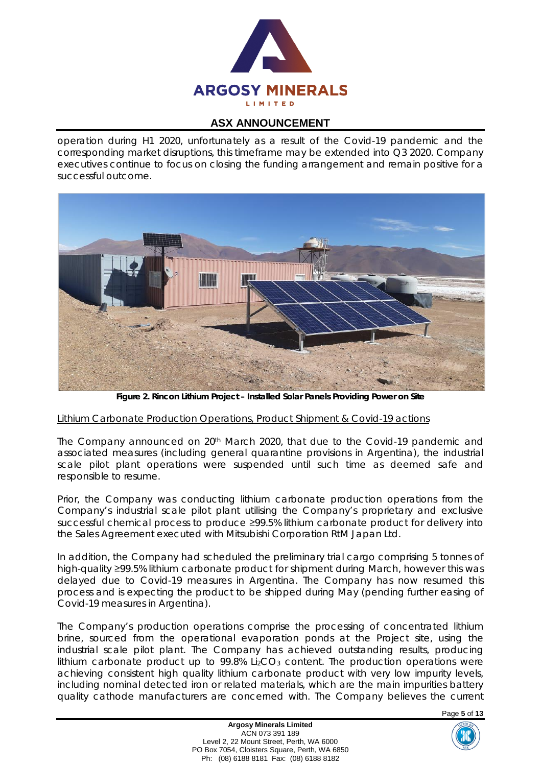operation during H1 2020, unfortunately as a result of the Covid-19 pandemic and the corresponding market disruptions, this timeframe may be extended into Q3 2020. Company executives continue to focus on closing the funding arrangement and remain positive for a successful outcome.

**Figure 2. Rincon Lithium Project – Installed Solar Panels Providing Power on Site**

Lithium Carbonate Production Operations, Product Shipment & Covid-19 actions

The Company announced on 20th March 2020, that due to the Covid-19 pandemic and associated measures (including general quarantine provisions in Argentina), the industrial scale pilot plant operations were suspended until such time as deemed safe and responsible to resume.

Prior, the Company was conducting lithium carbonate production operations from the Company's industrial scale pilot plant utilising the Company's proprietary and exclusive successful chemical process to produce ≥99.5% lithium carbonate product for delivery into the Sales Agreement executed with Mitsubishi Corporation RtM Japan Ltd.

In addition, the Company had scheduled the preliminary trial cargo comprising 5 tonnes of high-quality ≥99.5% lithium carbonate product for shipment during March, however this was delayed due to Covid-19 measures in Argentina. The Company has now resumed this process and is expecting the product to be shipped during May (pending further easing of Covid-19 measures in Argentina).

The Company's production operations comprise the processing of concentrated lithium brine, sourced from the operational evaporation ponds at the Project site, using the industrial scale pilot plant. The Company has achieved outstanding results, producing lithium carbonate product up to 99.8% $Li_2CO_3$ content. The production operations were achieving consistent high quality lithium carbonate product with very low impurity levels, including nominal detected iron or related materials, which are the main impurities battery quality cathode manufacturers are concerned with. The Company believes the current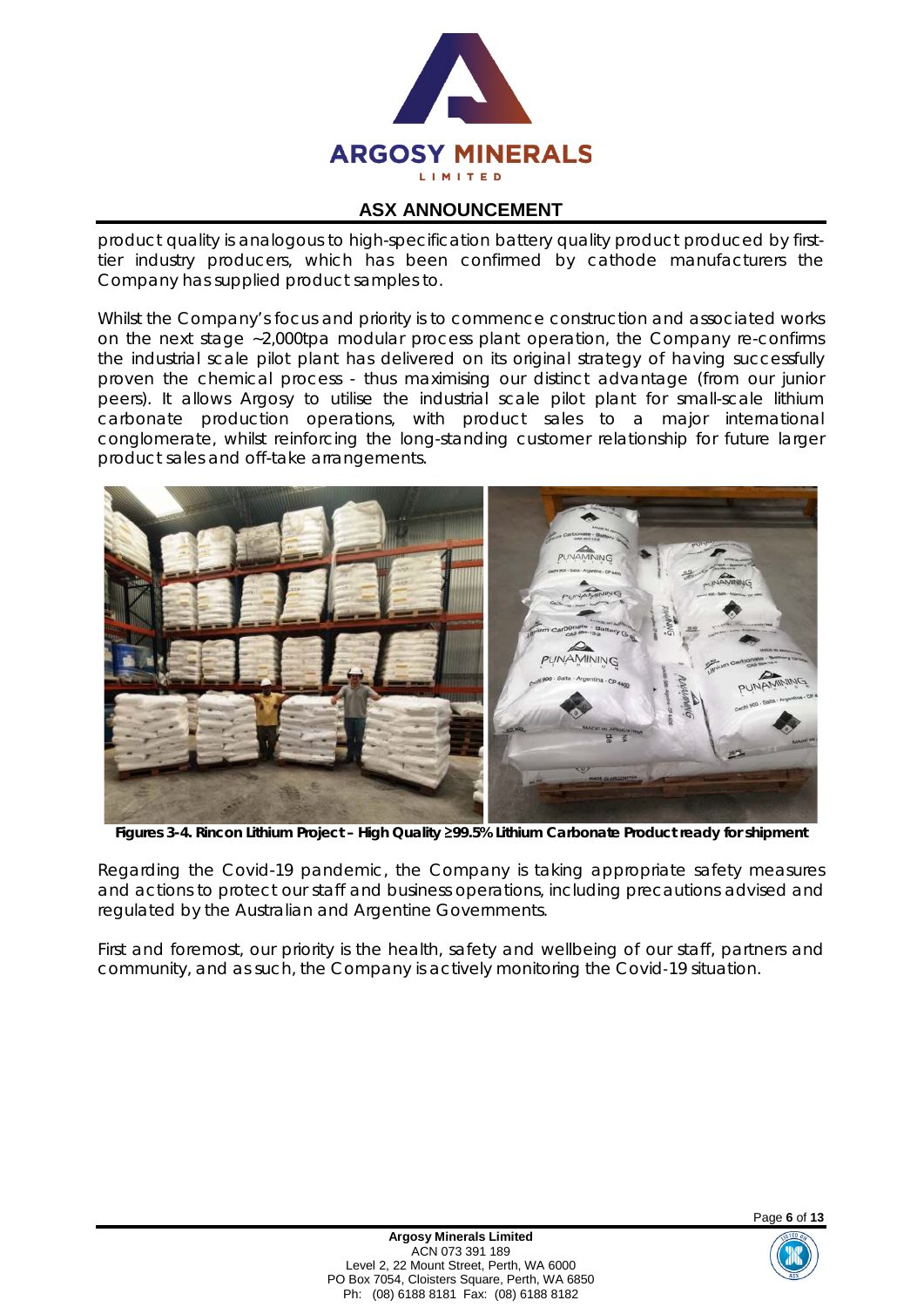product quality is analogous to high-specification battery quality product produced by first-tier industry producers, which has been confirmed by cathode manufacturers the Company has supplied product samples to.

Whilst the Company's focus and priority is to commence construction and associated works on the next stage ~2,000tpa modular process plant operation, the Company re-confirms the industrial scale pilot plant has delivered on its original strategy of having successfully proven the chemical process - thus maximising our distinct advantage (from our junior peers). It allows Argosy to utilise the industrial scale pilot plant for small-scale lithium carbonate production operations, with product sales to a major international conglomerate, whilst reinforcing the long-standing customer relationship for future larger product sales and off-take arrangements.

**Figures 3-4. Rincon Lithium Project – High Quality ≥99.5% Lithium Carbonate Product ready for shipment**

Regarding the Covid-19 pandemic, the Company is taking appropriate safety measures and actions to protect our staff and business operations, including precautions advised and regulated by the Australian and Argentine Governments.

First and foremost, our priority is the health, safety and wellbeing of our staff, partners and community, and as such, the Company is actively monitoring the Covid-19 situation.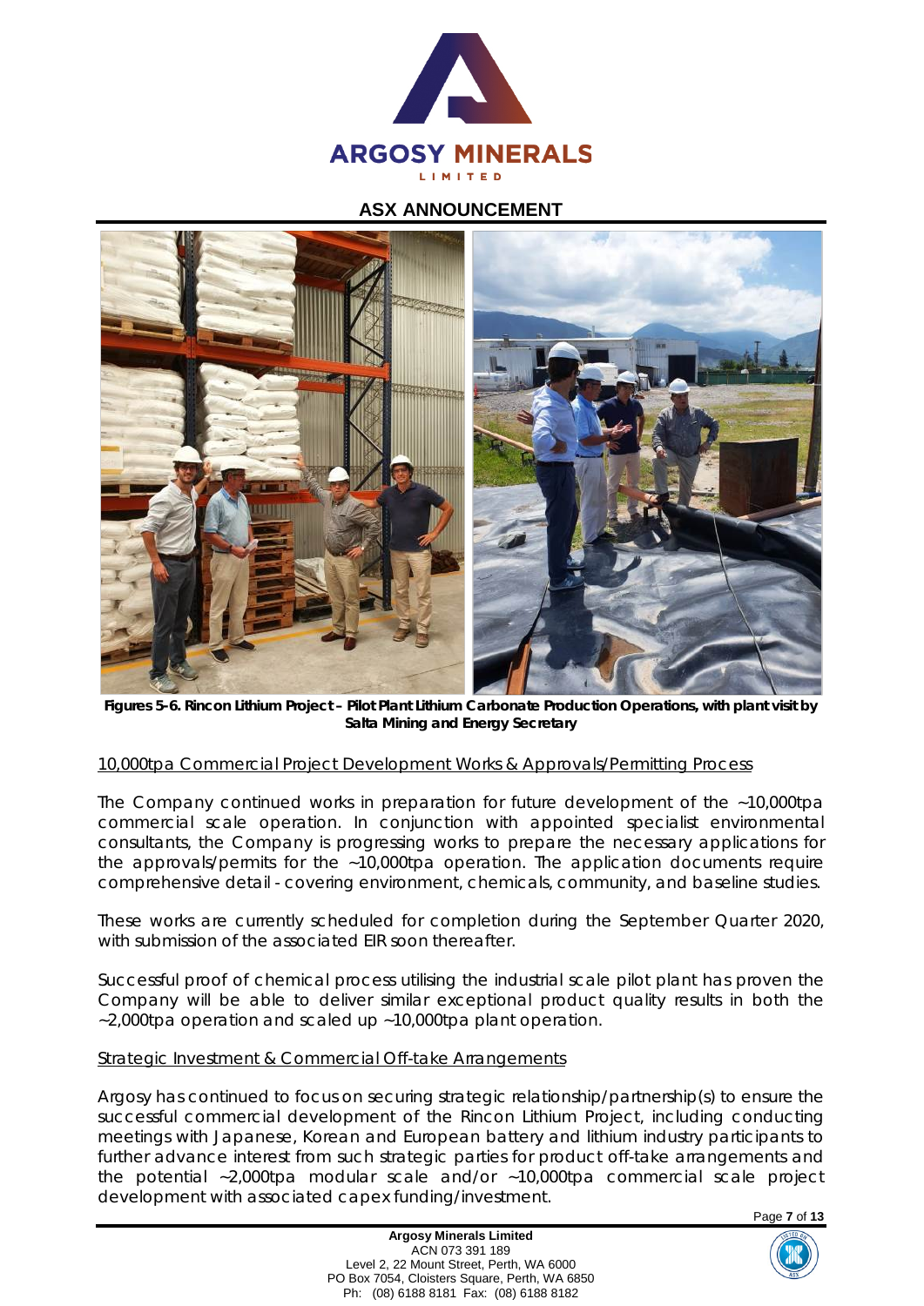Figures 5-6. Rincon Lithium Project – Pilot Plant Lithium Carbonate Production Operations, with plant visit by Salta Mining and Energy Secretary

## 10,000tpa Commercial Project Development Works & Approvals/Permitting Process

The Company continued works in preparation for future development of the ~10,000tpa commercial scale operation. In conjunction with appointed specialist environmental consultants, the Company is progressing works to prepare the necessary applications for the approvals/permits for the ~10,000tpa operation. The application documents require comprehensive detail - covering environment, chemicals, community, and baseline studies.

These works are currently scheduled for completion during the September Quarter 2020, with submission of the associated EIR soon thereafter.

Successful proof of chemical process utilising the industrial scale pilot plant has proven the Company will be able to deliver similar exceptional product quality results in both the ~2,000tpa operation and scaled up ~10,000tpa plant operation.

## Strategic Investment & Commercial Off-take Arrangements

Argosy has continued to focus on securing strategic relationship/partnership(s) to ensure the successful commercial development of the Rincon Lithium Project, including conducting meetings with Japanese, Korean and European battery and lithium industry participants to further advance interest from such strategic parties for product off-take arrangements and the potential ~2,000tpa modular scale and/or ~10,000tpa commercial scale project development with associated capex funding/investment.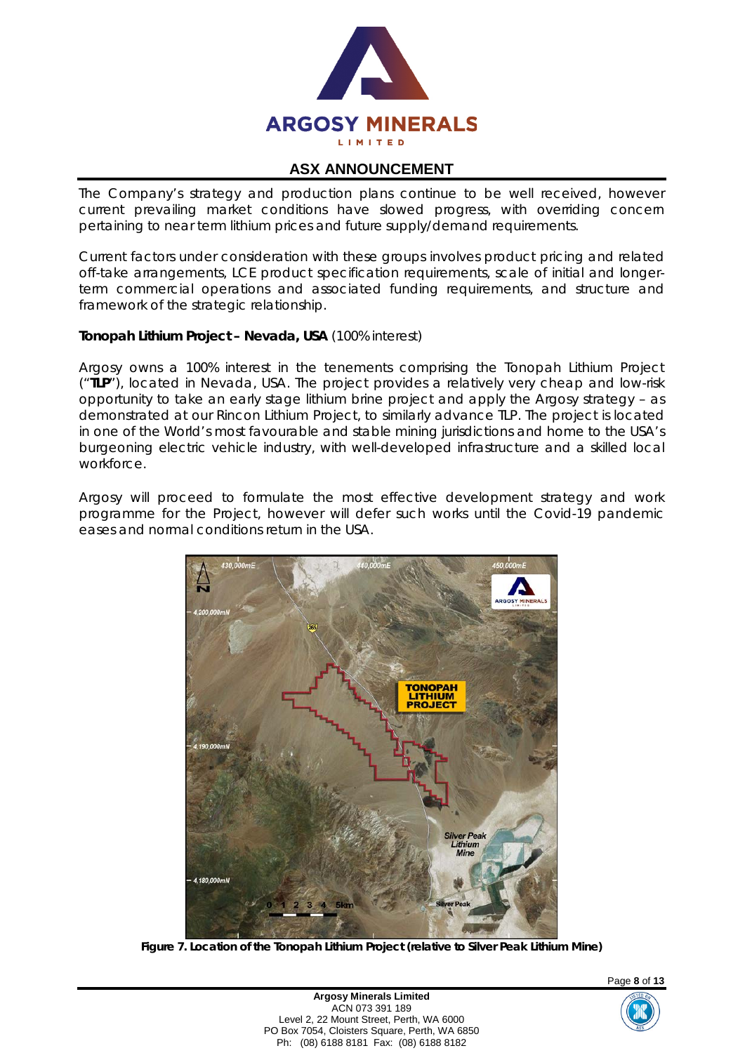The Company's strategy and production plans continue to be well received, however current prevailing market conditions have slowed progress, with overriding concern pertaining to near term lithium prices and future supply/demand requirements.

Current factors under consideration with these groups involves product pricing and related off-take arrangements, LCE product specification requirements, scale of initial and longer-term commercial operations and associated funding requirements, and structure and framework of the strategic relationship.

**Tonopah Lithium Project – Nevada, USA** (100% interest)

Argosy owns a 100% interest in the tenements comprising the Tonopah Lithium Project ("**TLP**"), located in Nevada, USA. The project provides a relatively very cheap and low-risk opportunity to take an early stage lithium brine project and apply the Argosy strategy – as demonstrated at our Rincon Lithium Project, to similarly advance TLP. The project is located in one of the World's most favourable and stable mining jurisdictions and home to the USA's burgeoning electric vehicle industry, with well-developed infrastructure and a skilled local workforce.

Argosy will proceed to formulate the most effective development strategy and work programme for the Project, however will defer such works until the Covid-19 pandemic eases and normal conditions return in the USA.

**Figure 7. Location of the Tonopah Lithium Project (relative to Silver Peak Lithium Mine)**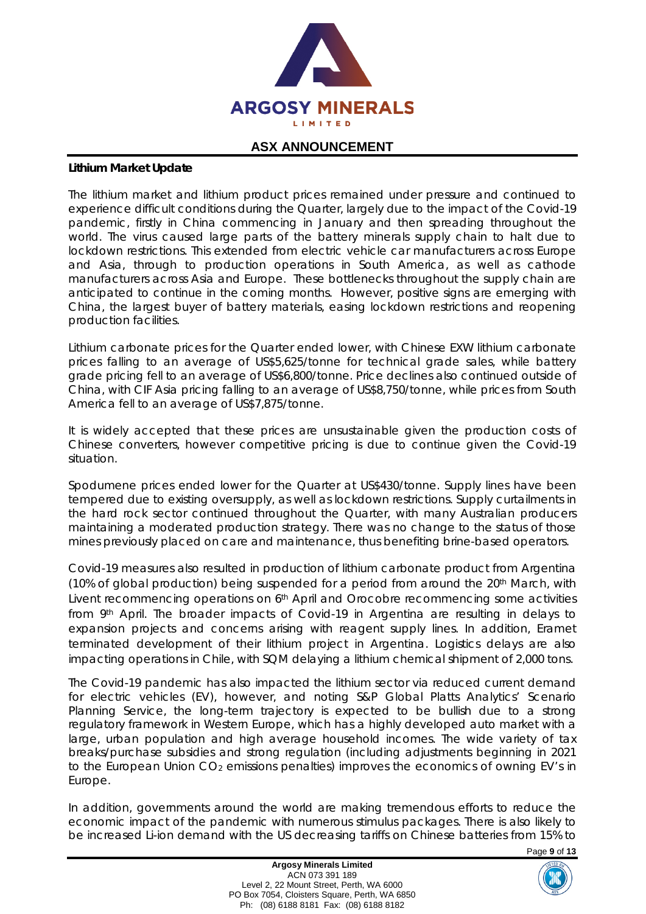**Lithium Market Update**

The lithium market and lithium product prices remained under pressure and continued to experience difficult conditions during the Quarter, largely due to the impact of the Covid-19 pandemic, firstly in China commencing in January and then spreading throughout the world. The virus caused large parts of the battery minerals supply chain to halt due to lockdown restrictions. This extended from electric vehicle car manufacturers across Europe and Asia, through to production operations in South America, as well as cathode manufacturers across Asia and Europe. These bottlenecks throughout the supply chain are anticipated to continue in the coming months. However, positive signs are emerging with China, the largest buyer of battery materials, easing lockdown restrictions and reopening production facilities.

Lithium carbonate prices for the Quarter ended lower, with Chinese EXW lithium carbonate prices falling to an average of US$5,625/tonne for technical grade sales, while battery grade pricing fell to an average of US$6,800/tonne. Price declines also continued outside of China, with CIF Asia pricing falling to an average of US$8,750/tonne, while prices from South America fell to an average of US$7,875/tonne.

It is widely accepted that these prices are unsustainable given the production costs of Chinese converters, however competitive pricing is due to continue given the Covid-19 situation.

Spodumene prices ended lower for the Quarter at US$430/tonne. Supply lines have been tempered due to existing oversupply, as well as lockdown restrictions. Supply curtailments in the hard rock sector continued throughout the Quarter, with many Australian producers maintaining a moderated production strategy. There was no change to the status of those mines previously placed on care and maintenance, thus benefiting brine-based operators.

Covid-19 measures also resulted in production of lithium carbonate product from Argentina (10% of global production) being suspended for a period from around the 20th March, with Livent recommencing operations on 6th April and Orocobre recommencing some activities from 9th April. The broader impacts of Covid-19 in Argentina are resulting in delays to expansion projects and concerns arising with reagent supply lines. In addition, Eramet terminated development of their lithium project in Argentina. Logistics delays are also impacting operations in Chile, with SQM delaying a lithium chemical shipment of 2,000 tons.

The Covid-19 pandemic has also impacted the lithium sector via reduced current demand for electric vehicles (EV), however, and noting S&P Global Platts Analytics' Scenario Planning Service, the long-term trajectory is expected to be bullish due to a strong regulatory framework in Western Europe, which has a highly developed auto market with a large, urban population and high average household incomes. The wide variety of tax breaks/purchase subsidies and strong regulation (including adjustments beginning in 2021 to the European Union $CO_2$ emissions penalties) improves the economics of owning EV's in Europe.

In addition, governments around the world are making tremendous efforts to reduce the economic impact of the pandemic with numerous stimulus packages. There is also likely to be increased Li-ion demand with the US decreasing tariffs on Chinese batteries from 15% to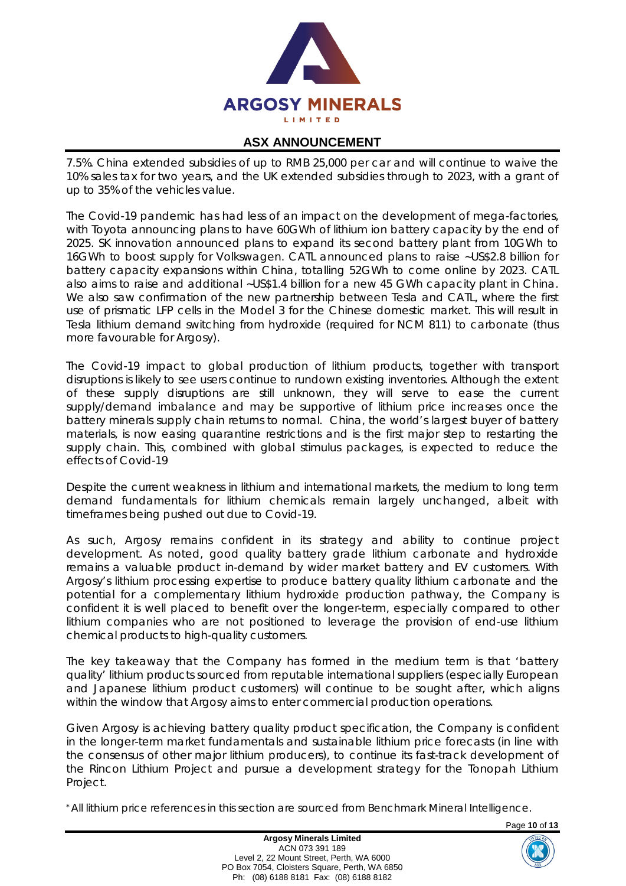7.5%. China extended subsidies of up to RMB 25,000 per car and will continue to waive the 10% sales tax for two years, and the UK extended subsidies through to 2023, with a grant of up to 35% of the vehicles value.

The Covid-19 pandemic has had less of an impact on the development of mega-factories, with Toyota announcing plans to have 60GWh of lithium ion battery capacity by the end of 2025. SK innovation announced plans to expand its second battery plant from 10GWh to 16GWh to boost supply for Volkswagen. CATL announced plans to raise ~US$2.8 billion for battery capacity expansions within China, totalling 52GWh to come online by 2023. CATL also aims to raise and additional ~US$1.4 billion for a new 45 GWh capacity plant in China. We also saw confirmation of the new partnership between Tesla and CATL, where the first use of prismatic LFP cells in the Model 3 for the Chinese domestic market. This will result in Tesla lithium demand switching from hydroxide (required for NCM 811) to carbonate (thus more favourable for Argosy).

The Covid-19 impact to global production of lithium products, together with transport disruptions is likely to see users continue to rundown existing inventories. Although the extent of these supply disruptions are still unknown, they will serve to ease the current supply/demand imbalance and may be supportive of lithium price increases once the battery minerals supply chain returns to normal. China, the world's largest buyer of battery materials, is now easing quarantine restrictions and is the first major step to restarting the supply chain. This, combined with global stimulus packages, is expected to reduce the effects of Covid-19

Despite the current weakness in lithium and international markets, the medium to long term demand fundamentals for lithium chemicals remain largely unchanged, albeit with timeframes being pushed out due to Covid-19.

As such, Argosy remains confident in its strategy and ability to continue project development. As noted, good quality battery grade lithium carbonate and hydroxide remains a valuable product in-demand by wider market battery and EV customers. With Argosy's lithium processing expertise to produce battery quality lithium carbonate and the potential for a complementary lithium hydroxide production pathway, the Company is confident it is well placed to benefit over the longer-term, especially compared to other lithium companies who are not positioned to leverage the provision of end-use lithium chemical products to high-quality customers.

The key takeaway that the Company has formed in the medium term is that 'battery quality' lithium products sourced from reputable international suppliers (especially European and Japanese lithium product customers) will continue to be sought after, which aligns within the window that Argosy aims to enter commercial production operations.

Given Argosy is achieving battery quality product specification, the Company is confident in the longer-term market fundamentals and sustainable lithium price forecasts (in line with the consensus of other major lithium producers), to continue its fast-track development of the Rincon Lithium Project and pursue a development strategy for the Tonopah Lithium Project.

* All lithium price references in this section are sourced from Benchmark Mineral Intelligence.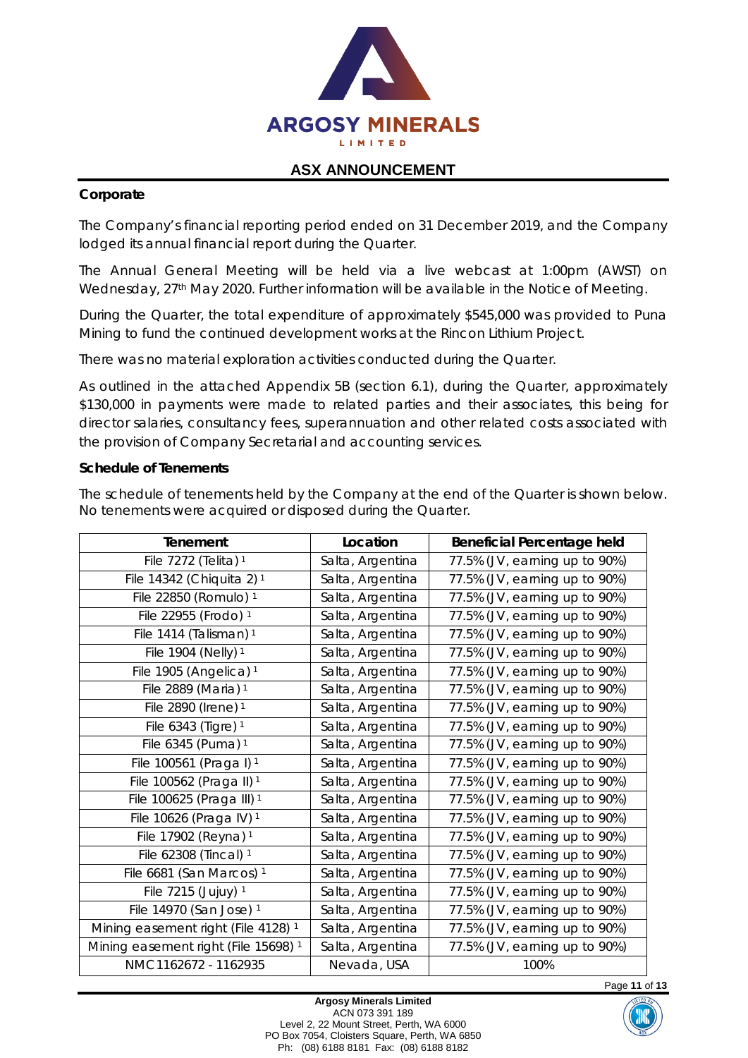## Corporate

The Company's financial reporting period ended on 31 December 2019, and the Company lodged its annual financial report during the Quarter.

The Annual General Meeting will be held via a live webcast at 1:00pm (AWST) on Wednesday, 27th May 2020. Further information will be available in the Notice of Meeting.

During the Quarter, the total expenditure of approximately $545,000 was provided to Puna Mining to fund the continued development works at the Rincon Lithium Project.

There was no material exploration activities conducted during the Quarter.

As outlined in the attached Appendix 5B (section 6.1), during the Quarter, approximately $130,000 in payments were made to related parties and their associates, this being for director salaries, consultancy fees, superannuation and other related costs associated with the provision of Company Secretarial and accounting services.

## Schedule of Tenements

The schedule of tenements held by the Company at the end of the Quarter is shown below. No tenements were acquired or disposed during the Quarter.

| Tenement | Location | Beneficial Percentage held |
|---|---|---|
| File 7272 (Telita) [1] | Salta, Argentina | 77.5% (JV, earning up to 90%) |
| File 14342 (Chiquita 2) [1] | Salta, Argentina | 77.5% (JV, earning up to 90%) |
| File 22850 (Romulo) [1] | Salta, Argentina | 77.5% (JV, earning up to 90%) |
| File 22955 (Frodo) [1] | Salta, Argentina | 77.5% (JV, earning up to 90%) |
| File 1414 (Talisman) [1] | Salta, Argentina | 77.5% (JV, earning up to 90%) |
| File 1904 (Nelly) [1] | Salta, Argentina | 77.5% (JV, earning up to 90%) |
| File 1905 (Angelica) [1] | Salta, Argentina | 77.5% (JV, earning up to 90%) |
| File 2889 (Maria) [1] | Salta, Argentina | 77.5% (JV, earning up to 90%) |
| File 2890 (Irene) [1] | Salta, Argentina | 77.5% (JV, earning up to 90%) |
| File 6343 (Tigre) [1] | Salta, Argentina | 77.5% (JV, earning up to 90%) |
| File 6345 (Puma) [1] | Salta, Argentina | 77.5% (JV, earning up to 90%) |
| File 100561 (Praga I) [1] | Salta, Argentina | 77.5% (JV, earning up to 90%) |
| File 100562 (Praga II) [1] | Salta, Argentina | 77.5% (JV, earning up to 90%) |
| File 100625 (Praga III) [1] | Salta, Argentina | 77.5% (JV, earning up to 90%) |
| File 10626 (Praga IV) [1] | Salta, Argentina | 77.5% (JV, earning up to 90%) |
| File 17902 (Reyna) [1] | Salta, Argentina | 77.5% (JV, earning up to 90%) |
| File 62308 (Tincal) [1] | Salta, Argentina | 77.5% (JV, earning up to 90%) |
| File 6681 (San Marcos) [1] | Salta, Argentina | 77.5% (JV, earning up to 90%) |
| File 7215 (Jujuy) [1] | Salta, Argentina | 77.5% (JV, earning up to 90%) |
| File 14970 (San Jose) [1] | Salta, Argentina | 77.5% (JV, earning up to 90%) |
| Mining easement right (File 4128) [1] | Salta, Argentina | 77.5% (JV, earning up to 90%) |
| Mining easement right (File 15698) [1] | Salta, Argentina | 77.5% (JV, earning up to 90%) |
| NMC 1162672 - 1162935 | Nevada, USA | 100% |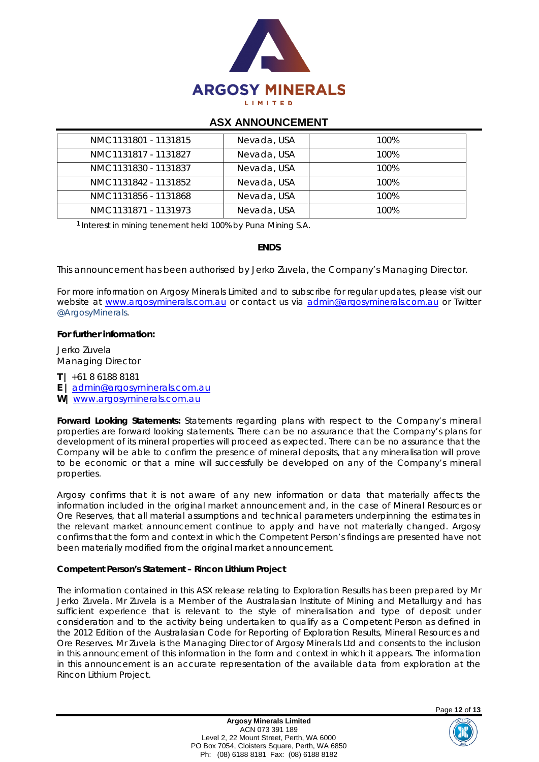| NMC 1131801 - 1131815 | Nevada, USA | 100% |
| --- | --- | --- |
| NMC 1131817 - 1131827 | Nevada, USA | 100% |
| NMC 1131830 - 1131837 | Nevada, USA | 100% |
| NMC 1131842 - 1131852 | Nevada, USA | 100% |
| NMC 1131856 - 1131868 | Nevada, USA | 100% |
| NMC 1131871 - 1131973 | Nevada, USA | 100% |

[1] Interest in mining tenement held 100% by Puna Mining S.A.

**ENDS**

This announcement has been authorised by Jerko Zuvela, the Company's Managing Director.

For more information on Argosy Minerals Limited and to subscribe for regular updates, please visit our website at www.argosyminerals.com.au or contact us via admin@argosyminerals.com.au or Twitter @ArgosyMinerals.

**For further information:**

Jerko Zuvela
Managing Director

**T |** +61 8 6188 8181
**E |** admin@argosyminerals.com.au
**W|** www.argosyminerals.com.au

**Forward Looking Statements:** Statements regarding plans with respect to the Company's mineral properties are forward looking statements. There can be no assurance that the Company's plans for development of its mineral properties will proceed as expected. There can be no assurance that the Company will be able to confirm the presence of mineral deposits, that any mineralisation will prove to be economic or that a mine will successfully be developed on any of the Company's mineral properties.

Argosy confirms that it is not aware of any new information or data that materially affects the information included in the original market announcement and, in the case of Mineral Resources or Ore Reserves, that all material assumptions and technical parameters underpinning the estimates in the relevant market announcement continue to apply and have not materially changed. Argosy confirms that the form and context in which the Competent Person's findings are presented have not been materially modified from the original market announcement.

**Competent Person's Statement – Rincon Lithium Project**

The information contained in this ASX release relating to Exploration Results has been prepared by Mr Jerko Zuvela. Mr Zuvela is a Member of the Australasian Institute of Mining and Metallurgy and has sufficient experience that is relevant to the style of mineralisation and type of deposit under consideration and to the activity being undertaken to qualify as a Competent Person as defined in the 2012 Edition of the Australasian Code for Reporting of Exploration Results, Mineral Resources and Ore Reserves. Mr Zuvela is the Managing Director of Argosy Minerals Ltd and consents to the inclusion in this announcement of this information in the form and context in which it appears. The information in this announcement is an accurate representation of the available data from exploration at the Rincon Lithium Project.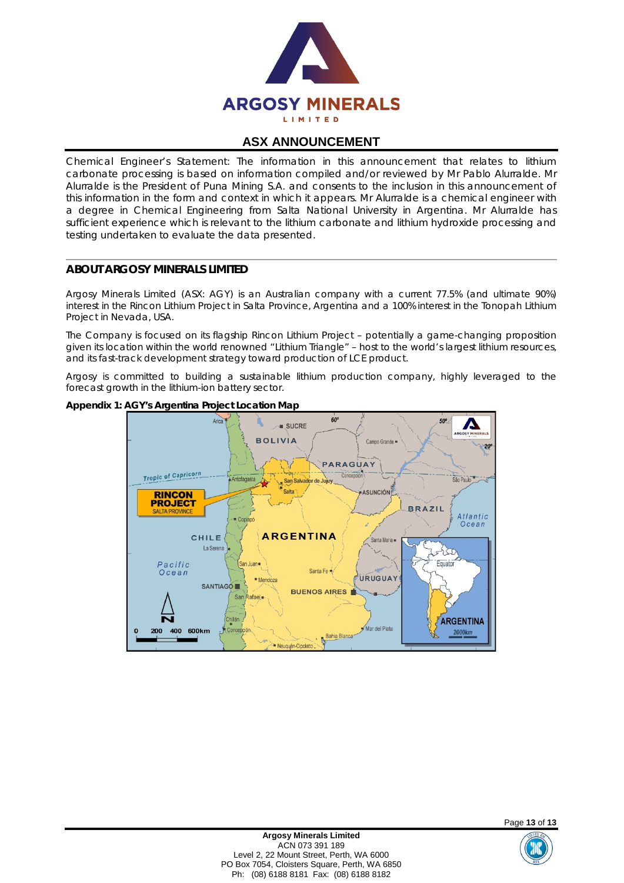# ASX ANNOUNCEMENT

Chemical Engineer's Statement: The information in this announcement that relates to lithium carbonate processing is based on information compiled and/or reviewed by Mr Pablo Alurralde. Mr Alurralde is the President of Puna Mining S.A. and consents to the inclusion in this announcement of this information in the form and context in which it appears. Mr Alurralde is a chemical engineer with a degree in Chemical Engineering from Salta National University in Argentina. Mr Alurralde has sufficient experience which is relevant to the lithium carbonate and lithium hydroxide processing and testing undertaken to evaluate the data presented.

## ABOUT ARGOSY MINERALS LIMITED

Argosy Minerals Limited (ASX: AGY) is an Australian company with a current 77.5% (and ultimate 90%) interest in the Rincon Lithium Project in Salta Province, Argentina and a 100% interest in the Tonopah Lithium Project in Nevada, USA.

The Company is focused on its flagship Rincon Lithium Project – potentially a game-changing proposition given its location within the world renowned "Lithium Triangle" – host to the world's largest lithium resources, and its fast-track development strategy toward production of LCE product.

Argosy is committed to building a sustainable lithium production company, highly leveraged to the forecast growth in the lithium-ion battery sector.

**Appendix 1: AGY's Argentina Project Location Map**

RINCON PROJECT
SALTA PROVINCE

Arica
SUCRE
BOLIVIA
60°
50°
ARGOSY MINERALS
Campo Grande
20°
PARAGUAY
Tropic of Capricorn
Antofagasta
San Salvador de Jujuy
Salta
Concepción
ASUNCIÓN
São Paulo
BRAZIL
Atlantic Ocean
Copiapo
CHILE
ARGENTINA
Santa Maria
La Serena
Equator
Pacific Ocean
San Juan
Santa Fe
Mendoza
URUGUAY
SANTIAGO
BUENOS AIRES
San Rafael
N
Chillán
ARGENTINA
0 200 400 600km
Concepción
Mar del Plata
Bahia Blanca
2000km
Neuquén-Cipoletto

**Argosy Minerals Limited**
ACN 073 391 189
Level 2, 22 Mount Street, Perth, WA 6000
PO Box 7054, Cloisters Square, Perth, WA 6850
Ph: (08) 6188 8181 Fax: (08) 6188 8182